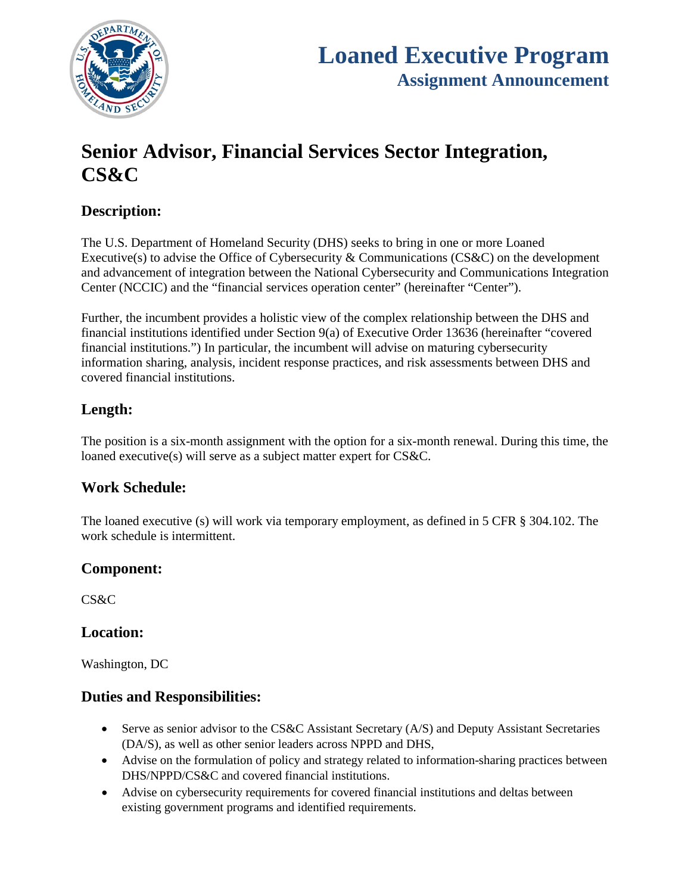# Loaned Executive Program

## Assignment Announcement

# Senior Advisor, Financial Services Sector Integration, CS&C

## Description:

The U.S. Department of Homeland Security (DHS) seeks to bring in one or more Loaned Executive(s) to advise the Office of Cybersecurity & Communications (CS&C) on the development and advancement of integration between the National Cybersecurity and Communications Integration Center (NCCIC) and the "financial services operation center" (hereinafter "Center").

Further, the incumbent provides a holistic view of the complex relationship between the DHS and financial institutions identified under Section 9(a) of Executive Order 13636 (hereinafter "covered financial institutions.") In particular, the incumbent will advise on maturing cybersecurity information sharing, analysis, incident response practices, and risk assessments between DHS and covered financial institutions.

## Length:

The position is a six-month assignment with the option for a six-month renewal. During this time, the loaned executive(s) will serve as a subject matter expert for CS&C.

## Work Schedule:

The loaned executive (s) will work via temporary employment, as defined in 5 CFR § 304.102. The work schedule is intermittent.

## Component:

CS&C

## Location:

Washington, DC

## Duties and Responsibilities:

- Serve as senior advisor to the CS&C Assistant Secretary (A/S) and Deputy Assistant Secretaries (DA/S), as well as other senior leaders across NPPD and DHS,
- Advise on the formulation of policy and strategy related to information-sharing practices between DHS/NPPD/CS&C and covered financial institutions.
- Advise on cybersecurity requirements for covered financial institutions and deltas between existing government programs and identified requirements.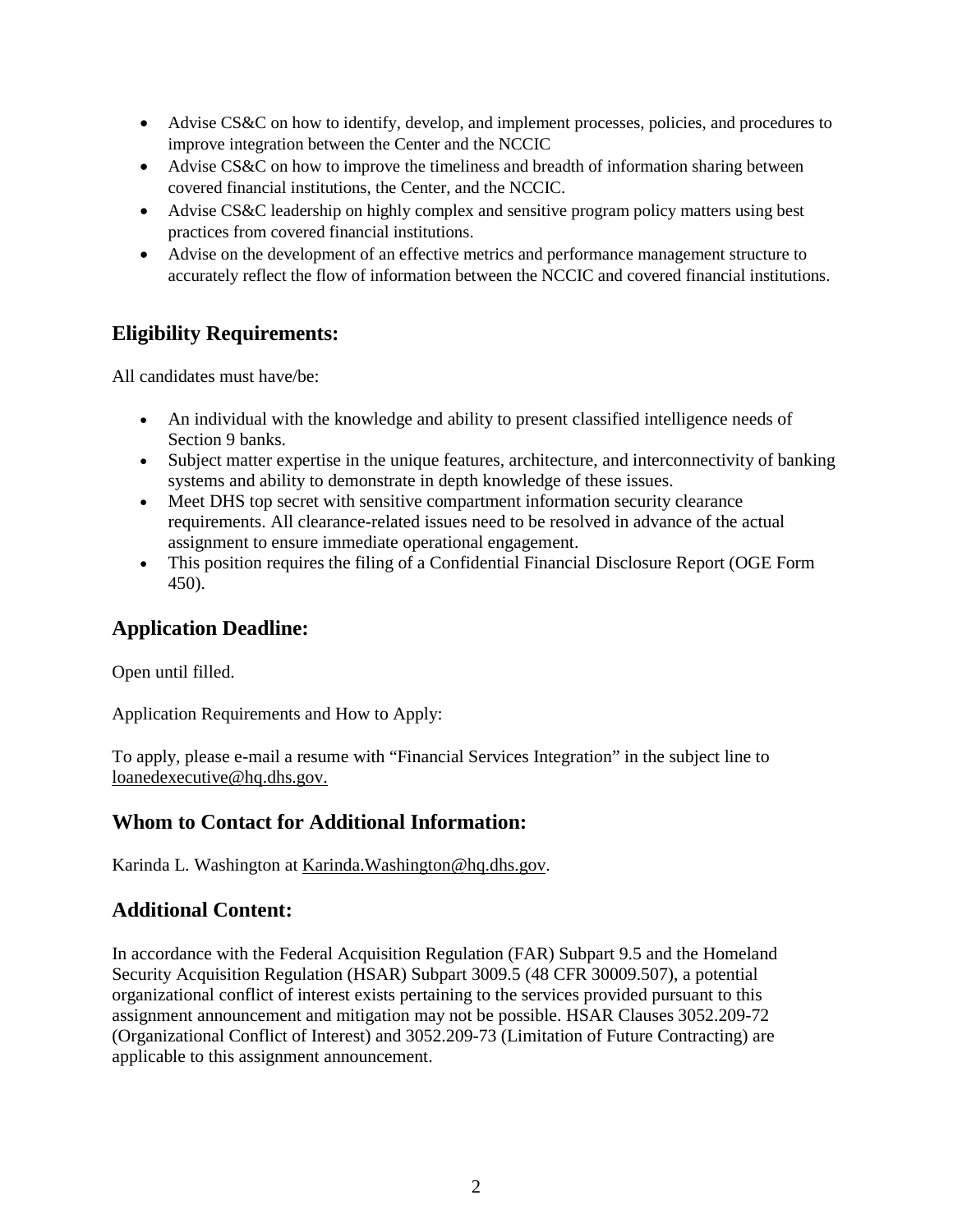- Advise CS&C on how to identify, develop, and implement processes, policies, and procedures to improve integration between the Center and the NCCIC
- Advise CS&C on how to improve the timeliness and breadth of information sharing between covered financial institutions, the Center, and the NCCIC.
- Advise CS&C leadership on highly complex and sensitive program policy matters using best practices from covered financial institutions.
- Advise on the development of an effective metrics and performance management structure to accurately reflect the flow of information between the NCCIC and covered financial institutions.

## Eligibility Requirements:

All candidates must have/be:

- An individual with the knowledge and ability to present classified intelligence needs of Section 9 banks.
- Subject matter expertise in the unique features, architecture, and interconnectivity of banking systems and ability to demonstrate in depth knowledge of these issues.
- Meet DHS top secret with sensitive compartment information security clearance requirements. All clearance-related issues need to be resolved in advance of the actual assignment to ensure immediate operational engagement.
- This position requires the filing of a Confidential Financial Disclosure Report (OGE Form 450).

## Application Deadline:

Open until filled.

Application Requirements and How to Apply:

To apply, please e-mail a resume with "Financial Services Integration" in the subject line to loanedexecutive@hq.dhs.gov.

## Whom to Contact for Additional Information:

Karinda L. Washington at Karinda.Washington@hq.dhs.gov.

## Additional Content:

In accordance with the Federal Acquisition Regulation (FAR) Subpart 9.5 and the Homeland Security Acquisition Regulation (HSAR) Subpart 3009.5 (48 CFR 30009.507), a potential organizational conflict of interest exists pertaining to the services provided pursuant to this assignment announcement and mitigation may not be possible. HSAR Clauses 3052.209-72 (Organizational Conflict of Interest) and 3052.209-73 (Limitation of Future Contracting) are applicable to this assignment announcement.